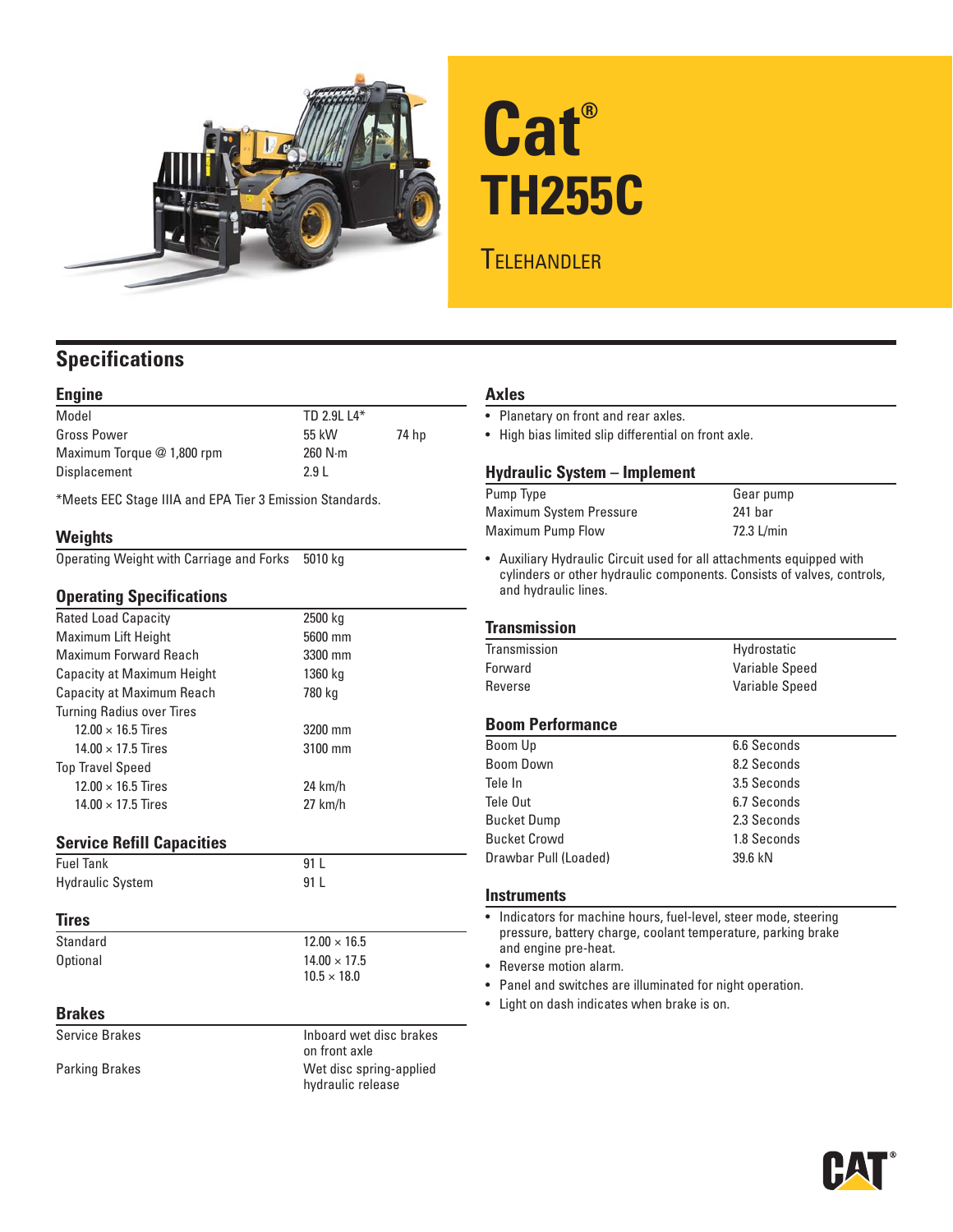# Cat®
# TH255C

## Telehandler

## Specifications

### Engine

| | | |
|---|---|---|
| Model | TD 2.9L L4* | |
| Gross Power | 55 kW | 74 hp |
| Maximum Torque @ 1,800 rpm | 260 N·m | |
| Displacement | 2.9 L | |

*Meets EEC Stage IIIA and EPA Tier 3 Emission Standards.

### Weights

| | |
|---|---|
| Operating Weight with Carriage and Forks | 5010 kg |

### Operating Specifications

| | |
|---|---|
| Rated Load Capacity | 2500 kg |
| Maximum Lift Height | 5600 mm |
| Maximum Forward Reach | 3300 mm |
| Capacity at Maximum Height | 1360 kg |
| Capacity at Maximum Reach | 780 kg |
| Turning Radius over Tires | |
| 12.00 × 16.5 Tires | 3200 mm |
| 14.00 × 17.5 Tires | 3100 mm |
| Top Travel Speed | |
| 12.00 × 16.5 Tires | 24 km/h |
| 14.00 × 17.5 Tires | 27 km/h |

### Service Refill Capacities

| | |
|---|---|
| Fuel Tank | 91 L |
| Hydraulic System | 91 L |

### Tires

| | |
|---|---|
| Standard | 12.00 × 16.5 |
| Optional | 14.00 × 17.5<br>10.5 × 18.0 |

### Brakes

| | |
|---|---|
| Service Brakes | Inboard wet disc brakes on front axle |
| Parking Brakes | Wet disc spring-applied hydraulic release |

### Axles

- Planetary on front and rear axles.
- High bias limited slip differential on front axle.

### Hydraulic System – Implement

| | |
|---|---|
| Pump Type | Gear pump |
| Maximum System Pressure | 241 bar |
| Maximum Pump Flow | 72.3 L/min |

- Auxiliary Hydraulic Circuit used for all attachments equipped with cylinders or other hydraulic components. Consists of valves, controls, and hydraulic lines.

### Transmission

| | |
|---|---|
| Transmission | Hydrostatic |
| Forward | Variable Speed |
| Reverse | Variable Speed |

### Boom Performance

| | |
|---|---|
| Boom Up | 6.6 Seconds |
| Boom Down | 8.2 Seconds |
| Tele In | 3.5 Seconds |
| Tele Out | 6.7 Seconds |
| Bucket Dump | 2.3 Seconds |
| Bucket Crowd | 1.8 Seconds |
| Drawbar Pull (Loaded) | 39.6 kN |

### Instruments

- Indicators for machine hours, fuel-level, steer mode, steering pressure, battery charge, coolant temperature, parking brake and engine pre-heat.
- Reverse motion alarm.
- Panel and switches are illuminated for night operation.
- Light on dash indicates when brake is on.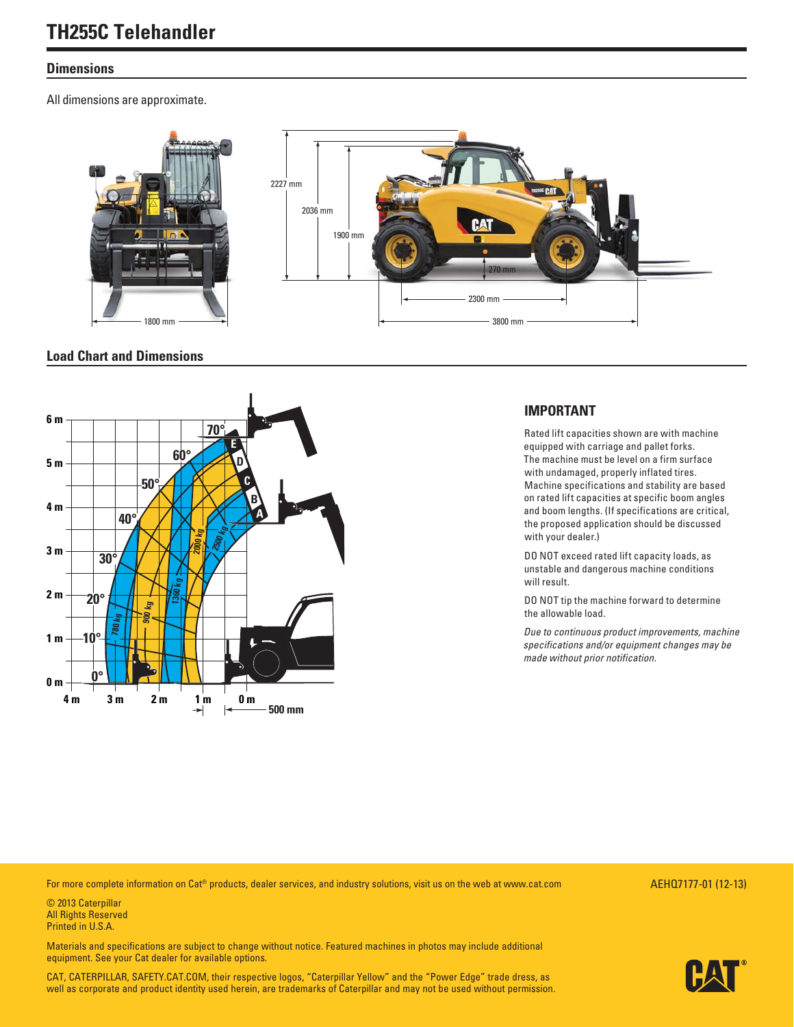# TH255C Telehandler

## Dimensions

All dimensions are approximate.

2227 mm

2036 mm

1900 mm

270 mm

2300 mm

3800 mm

1800 mm

## Load Chart and Dimensions

6 m

5 m

4 m

3 m

2 m

1 m

0 m

70°

60°

50°

40°

30°

20°

10°

0°

E

D

C

B

A

2500 kg

2000 kg

1360 kg

900 kg

780 kg

4 m

3 m

2 m

1 m

0 m

500 mm

### IMPORTANT

Rated lift capacities shown are with machine equipped with carriage and pallet forks. The machine must be level on a firm surface with undamaged, properly inflated tires. Machine specifications and stability are based on rated lift capacities at specific boom angles and boom lengths. (If specifications are critical, the proposed application should be discussed with your dealer.)

DO NOT exceed rated lift capacity loads, as unstable and dangerous machine conditions will result.

DO NOT tip the machine forward to determine the allowable load.

*Due to continuous product improvements, machine specifications and/or equipment changes may be made without prior notification.*

For more complete information on Cat® products, dealer services, and industry solutions, visit us on the web at www.cat.com

AEHQ7177-01 (12-13)

© 2013 Caterpillar
All Rights Reserved
Printed in U.S.A.

Materials and specifications are subject to change without notice. Featured machines in photos may include additional equipment. See your Cat dealer for available options.

CAT, CATERPILLAR, SAFETY.CAT.COM, their respective logos, "Caterpillar Yellow" and the "Power Edge" trade dress, as well as corporate and product identity used herein, are trademarks of Caterpillar and may not be used without permission.